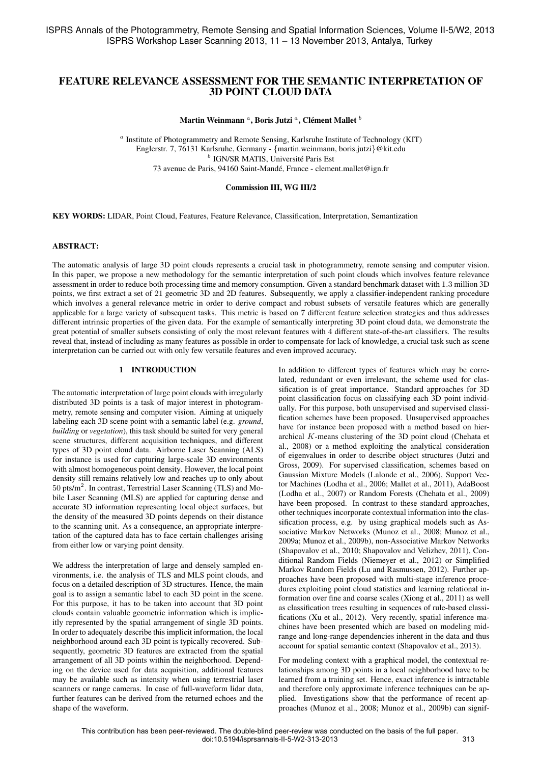# FEATURE RELEVANCE ASSESSMENT FOR THE SEMANTIC INTERPRETATION OF 3D POINT CLOUD DATA

**Martin Weinmann [a], Boris Jutzi [a], Clément Mallet [b]**

[a] Institute of Photogrammetry and Remote Sensing, Karlsruhe Institute of Technology (KIT)
Englerstr. 7, 76131 Karlsruhe, Germany - {martin.weinmann, boris.jutzi}@kit.edu
[b] IGN/SR MATIS, Université Paris Est
73 avenue de Paris, 94160 Saint-Mandé, France - clement.mallet@ign.fr

**Commission III, WG III/2**

**KEY WORDS:** LIDAR, Point Cloud, Features, Feature Relevance, Classification, Interpretation, Semantization

## ABSTRACT:

The automatic analysis of large 3D point clouds represents a crucial task in photogrammetry, remote sensing and computer vision. In this paper, we propose a new methodology for the semantic interpretation of such point clouds which involves feature relevance assessment in order to reduce both processing time and memory consumption. Given a standard benchmark dataset with 1.3 million 3D points, we first extract a set of 21 geometric 3D and 2D features. Subsequently, we apply a classifier-independent ranking procedure which involves a general relevance metric in order to derive compact and robust subsets of versatile features which are generally applicable for a large variety of subsequent tasks. This metric is based on 7 different feature selection strategies and thus addresses different intrinsic properties of the given data. For the example of semantically interpreting 3D point cloud data, we demonstrate the great potential of smaller subsets consisting of only the most relevant features with 4 different state-of-the-art classifiers. The results reveal that, instead of including as many features as possible in order to compensate for lack of knowledge, a crucial task such as scene interpretation can be carried out with only few versatile features and even improved accuracy.

## 1 INTRODUCTION

The automatic interpretation of large point clouds with irregularly distributed 3D points is a task of major interest in photogrammetry, remote sensing and computer vision. Aiming at uniquely labeling each 3D scene point with a semantic label (e.g. *ground*, *building* or *vegetation*), this task should be suited for very general scene structures, different acquisition techniques, and different types of 3D point cloud data. Airborne Laser Scanning (ALS) for instance is used for capturing large-scale 3D environments with almost homogeneous point density. However, the local point density still remains relatively low and reaches up to only about 50 pts/m$^2$. In contrast, Terrestrial Laser Scanning (TLS) and Mobile Laser Scanning (MLS) are applied for capturing dense and accurate 3D information representing local object surfaces, but the density of the measured 3D points depends on their distance to the scanning unit. As a consequence, an appropriate interpretation of the captured data has to face certain challenges arising from either low or varying point density.

We address the interpretation of large and densely sampled environments, i.e. the analysis of TLS and MLS point clouds, and focus on a detailed description of 3D structures. Hence, the main goal is to assign a semantic label to each 3D point in the scene. For this purpose, it has to be taken into account that 3D point clouds contain valuable geometric information which is implicitly represented by the spatial arrangement of single 3D points. In order to adequately describe this implicit information, the local neighborhood around each 3D point is typically recovered. Subsequently, geometric 3D features are extracted from the spatial arrangement of all 3D points within the neighborhood. Depending on the device used for data acquisition, additional features may be available such as intensity when using terrestrial laser scanners or range cameras. In case of full-waveform lidar data, further features can be derived from the returned echoes and the shape of the waveform.

In addition to different types of features which may be correlated, redundant or even irrelevant, the scheme used for classification is of great importance. Standard approaches for 3D point classification focus on classifying each 3D point individually. For this purpose, both unsupervised and supervised classification schemes have been proposed. Unsupervised approaches have for instance been proposed with a method based on hierarchical $K$-means clustering of the 3D point cloud (Chehata et al., 2008) or a method exploiting the analytical consideration of eigenvalues in order to describe object structures (Jutzi and Gross, 2009). For supervised classification, schemes based on Gaussian Mixture Models (Lalonde et al., 2006), Support Vector Machines (Lodha et al., 2006; Mallet et al., 2011), AdaBoost (Lodha et al., 2007) or Random Forests (Chehata et al., 2009) have been proposed. In contrast to these standard approaches, other techniques incorporate contextual information into the classification process, e.g. by using graphical models such as Associative Markov Networks (Munoz et al., 2008; Munoz et al., 2009a; Munoz et al., 2009b), non-Associative Markov Networks (Shapovalov et al., 2010; Shapovalov and Velizhev, 2011), Conditional Random Fields (Niemeyer et al., 2012) or Simplified Markov Random Fields (Lu and Rasmussen, 2012). Further approaches have been proposed with multi-stage inference procedures exploiting point cloud statistics and learning relational information over fine and coarse scales (Xiong et al., 2011) as well as classification trees resulting in sequences of rule-based classifications (Xu et al., 2012). Very recently, spatial inference machines have been presented which are based on modeling mid-range and long-range dependencies inherent in the data and thus account for spatial semantic context (Shapovalov et al., 2013).

For modeling context with a graphical model, the contextual relationships among 3D points in a local neighborhood have to be learned from a training set. Hence, exact inference is intractable and therefore only approximate inference techniques can be applied. Investigations show that the performance of recent approaches (Munoz et al., 2008; Munoz et al., 2009b) can signif-

This contribution has been peer-reviewed. The double-blind peer-review was conducted on the basis of the full paper.
doi:10.5194/isprsannals-II-5-W2-313-2013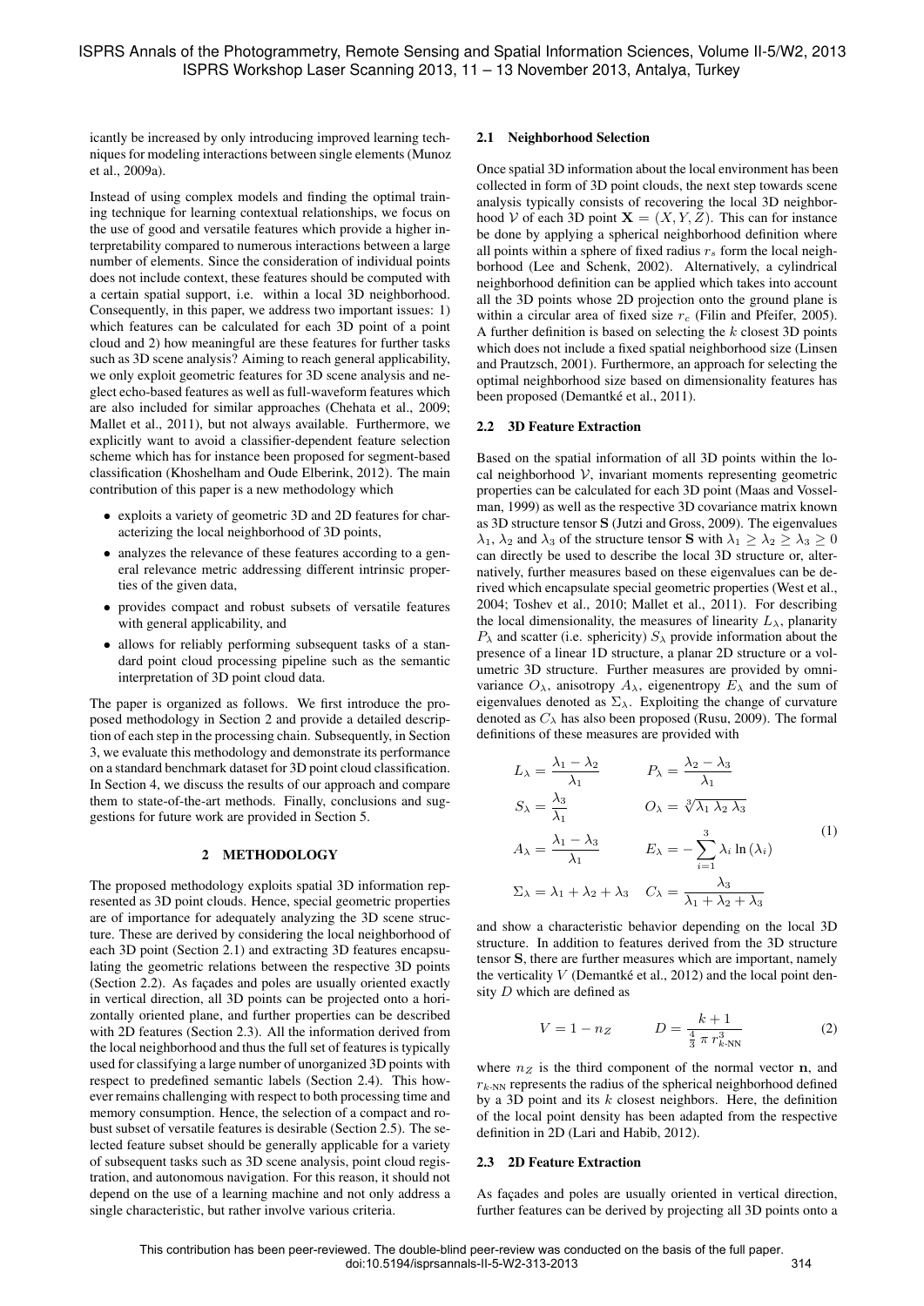icantly be increased by only introducing improved learning techniques for modeling interactions between single elements (Munoz et al., 2009a).

Instead of using complex models and finding the optimal training technique for learning contextual relationships, we focus on the use of good and versatile features which provide a higher interpretability compared to numerous interactions between a large number of elements. Since the consideration of individual points does not include context, these features should be computed with a certain spatial support, i.e. within a local 3D neighborhood. Consequently, in this paper, we address two important issues: 1) which features can be calculated for each 3D point of a point cloud and 2) how meaningful are these features for further tasks such as 3D scene analysis? Aiming to reach general applicability, we only exploit geometric features for 3D scene analysis and neglect echo-based features as well as full-waveform features which are also included for similar approaches (Chehata et al., 2009; Mallet et al., 2011), but not always available. Furthermore, we explicitly want to avoid a classifier-dependent feature selection scheme which has for instance been proposed for segment-based classification (Khoshelham and Oude Elberink, 2012). The main contribution of this paper is a new methodology which

- exploits a variety of geometric 3D and 2D features for characterizing the local neighborhood of 3D points,
- analyzes the relevance of these features according to a general relevance metric addressing different intrinsic properties of the given data,
- provides compact and robust subsets of versatile features with general applicability, and
- allows for reliably performing subsequent tasks of a standard point cloud processing pipeline such as the semantic interpretation of 3D point cloud data.

The paper is organized as follows. We first introduce the proposed methodology in Section 2 and provide a detailed description of each step in the processing chain. Subsequently, in Section 3, we evaluate this methodology and demonstrate its performance on a standard benchmark dataset for 3D point cloud classification. In Section 4, we discuss the results of our approach and compare them to state-of-the-art methods. Finally, conclusions and suggestions for future work are provided in Section 5.

## 2 METHODOLOGY

The proposed methodology exploits spatial 3D information represented as 3D point clouds. Hence, special geometric properties are of importance for adequately analyzing the 3D scene structure. These are derived by considering the local neighborhood of each 3D point (Section 2.1) and extracting 3D features encapsulating the geometric relations between the respective 3D points (Section 2.2). As façades and poles are usually oriented exactly in vertical direction, all 3D points can be projected onto a horizontally oriented plane, and further properties can be described with 2D features (Section 2.3). All the information derived from the local neighborhood and thus the full set of features is typically used for classifying a large number of unorganized 3D points with respect to predefined semantic labels (Section 2.4). This however remains challenging with respect to both processing time and memory consumption. Hence, the selection of a compact and robust subset of versatile features is desirable (Section 2.5). The selected feature subset should be generally applicable for a variety of subsequent tasks such as 3D scene analysis, point cloud registration, and autonomous navigation. For this reason, it should not depend on the use of a learning machine and not only address a single characteristic, but rather involve various criteria.

### 2.1 Neighborhood Selection

Once spatial 3D information about the local environment has been collected in form of 3D point clouds, the next step towards scene analysis typically consists of recovering the local 3D neighborhood $\mathcal{V}$ of each 3D point $\mathbf{X} = (X, Y, Z)$. This can for instance be done by applying a spherical neighborhood definition where all points within a sphere of fixed radius $r_s$ form the local neighborhood (Lee and Schenk, 2002). Alternatively, a cylindrical neighborhood definition can be applied which takes into account all the 3D points whose 2D projection onto the ground plane is within a circular area of fixed size $r_c$ (Filin and Pfeifer, 2005). A further definition is based on selecting the $k$ closest 3D points which does not include a fixed spatial neighborhood size (Linsen and Prautzsch, 2001). Furthermore, an approach for selecting the optimal neighborhood size based on dimensionality features has been proposed (Demantké et al., 2011).

### 2.2 3D Feature Extraction

Based on the spatial information of all 3D points within the local neighborhood $\mathcal{V}$, invariant moments representing geometric properties can be calculated for each 3D point (Maas and Vosselman, 1999) as well as the respective 3D covariance matrix known as 3D structure tensor $\mathbf{S}$ (Jutzi and Gross, 2009). The eigenvalues $\lambda_1$, $\lambda_2$ and $\lambda_3$ of the structure tensor $\mathbf{S}$ with $\lambda_1 \geq \lambda_2 \geq \lambda_3 \geq 0$ can directly be used to describe the local 3D structure or, alternatively, further measures based on these eigenvalues can be derived which encapsulate special geometric properties (West et al., 2004; Toshev et al., 2010; Mallet et al., 2011). For describing the local dimensionality, the measures of linearity $L_\lambda$, planarity $P_\lambda$ and scatter (i.e. sphericity) $S_\lambda$ provide information about the presence of a linear 1D structure, a planar 2D structure or a volumetric 3D structure. Further measures are provided by omnivariance $O_\lambda$, anisotropy $A_\lambda$, eigenentropy $E_\lambda$ and the sum of eigenvalues denoted as $\Sigma_\lambda$. Exploiting the change of curvature denoted as $C_\lambda$ has also been proposed (Rusu, 2009). The formal definitions of these measures are provided with

$$
\begin{aligned}
L_\lambda &= \frac{\lambda_1 - \lambda_2}{\lambda_1} & P_\lambda &= \frac{\lambda_2 - \lambda_3}{\lambda_1} \\
S_\lambda &= \frac{\lambda_3}{\lambda_1} & O_\lambda &= \sqrt[3]{\lambda_1 \, \lambda_2 \, \lambda_3} \\
A_\lambda &= \frac{\lambda_1 - \lambda_3}{\lambda_1} & E_\lambda &= -\sum_{i=1}^{3} \lambda_i \ln(\lambda_i) \\
\Sigma_\lambda &= \lambda_1 + \lambda_2 + \lambda_3 & C_\lambda &= \frac{\lambda_3}{\lambda_1 + \lambda_2 + \lambda_3}
\end{aligned}
\tag{1}
$$

and show a characteristic behavior depending on the local 3D structure. In addition to features derived from the structure tensor $\mathbf{S}$, there are further measures which are important, namely the verticality $V$ (Demantké et al., 2012) and the local point density $D$ which are defined as

$$
V = 1 - n_Z \qquad D = \frac{k+1}{\frac{4}{3}\,\pi\, r_{k\text{-NN}}^3} \tag{2}
$$

where $n_Z$ is the third component of the normal vector $\mathbf{n}$, and $r_{k\text{-NN}}$ represents the radius of the spherical neighborhood defined by a 3D point and its $k$ closest neighbors. Here, the definition of the local point density has been adapted from the respective definition in 2D (Lari and Habib, 2012).

### 2.3 2D Feature Extraction

As façades and poles are usually oriented in vertical direction, further features can be derived by projecting all 3D points onto a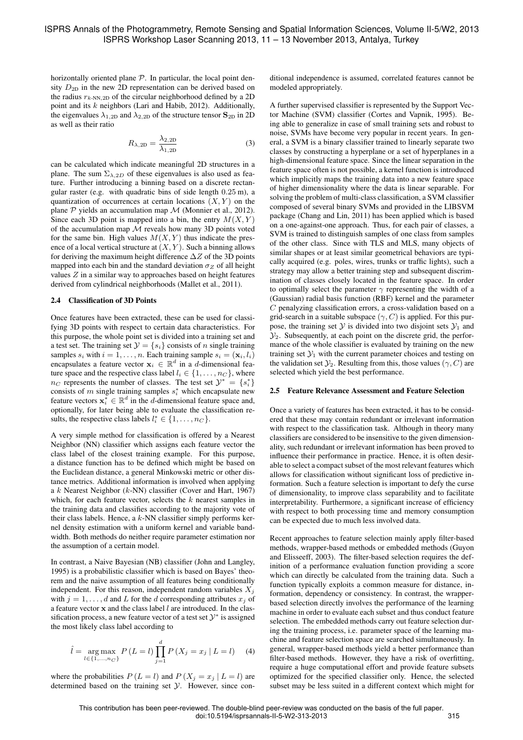horizontally oriented plane $\mathcal{P}$. In particular, the local point density $D_{\text{2D}}$ in the new 2D representation can be derived based on the radius $r_{k\text{-NN,2D}}$ of the circular neighborhood defined by a 2D point and its $k$ neighbors (Lari and Habib, 2012). Additionally, the eigenvalues $\lambda_{1,\text{2D}}$ and $\lambda_{2,\text{2D}}$ of the structure tensor $\mathbf{S}_{\text{2D}}$ in 2D as well as their ratio

$$R_{\lambda,\text{2D}} = \frac{\lambda_{2,\text{2D}}}{\lambda_{1,\text{2D}}} \tag{3}$$

can be calculated which indicate meaningful 2D structures in a plane. The sum $\Sigma_{\lambda,2D}$ of these eigenvalues is also used as feature. Further introducing a binning based on a discrete rectangular raster (e.g. with quadratic bins of side length 0.25 m), a quantization of occurrences at certain locations $(X, Y)$ on the plane $\mathcal{P}$ yields an accumulation map $\mathcal{M}$ (Monnier et al., 2012). Since each 3D point is mapped into a bin, the entry $M(X, Y)$ of the accumulation map $\mathcal{M}$ reveals how many 3D points voted for the same bin. High values $M(X, Y)$ thus indicate the presence of a local vertical structure at $(X, Y)$. Such a binning allows for deriving the maximum height difference $\Delta Z$ of the 3D points mapped into each bin and the standard deviation $\sigma_Z$ of all height values $Z$ in a similar way to approaches based on height features derived from cylindrical neighborhoods (Mallet et al., 2011).

### 2.4 Classification of 3D Points

Once features have been extracted, these can be used for classifying 3D points with respect to certain data characteristics. For this purpose, the whole point set is divided into a training set and a test set. The training set $\mathcal{Y} = \{s_i\}$ consists of $n$ single training samples $s_i$ with $i = 1, \ldots, n$. Each training sample $s_i = (\mathbf{x}_i, l_i)$ encapsulates a feature vector $\mathbf{x}_i \in \mathbb{R}^d$ in a $d$-dimensional feature space and the respective class label $l_i \in \{1, \ldots, n_C\}$, where $n_C$ represents the number of classes. The test set $\mathcal{Y}^* = \{s_i^*\}$ consists of $m$ single training samples $s_i^*$ which encapsulate new feature vectors $\mathbf{x}_i^* \in \mathbb{R}^d$ in the $d$-dimensional feature space and, optionally, for later being able to evaluate the classification results, the respective class labels $l_i^* \in \{1, \ldots, n_C\}$.

A very simple method for classification is offered by a Nearest Neighbor (NN) classifier which assigns each feature vector the class label of the closest training example. For this purpose, a distance function has to be defined which might be based on the Euclidean distance, a general Minkowski metric or other distance metrics. Additional information is involved when applying a $k$ Nearest Neighbor ($k$-NN) classifier (Cover and Hart, 1967) which, for each feature vector, selects the $k$ nearest samples in the training data and classifies according to the majority vote of their class labels. Hence, a $k$-NN classifier simply performs kernel density estimation with a uniform kernel and variable bandwidth. Both methods do neither require parameter estimation nor the assumption of a certain model.

In contrast, a Naive Bayesian (NB) classifier (John and Langley, 1995) is a probabilistic classifier which is based on Bayes' theorem and the naive assumption of all features being conditionally independent. For this reason, independent random variables $X_j$ with $j = 1, \ldots, d$ and $L$ for the $d$ corresponding attributes $x_j$ of a feature vector $\mathbf{x}$ and the class label $l$ are introduced. In the classification process, a new feature vector of a test set $\mathcal{Y}^*$ is assigned the most likely class label according to

$$\hat{l} = \underset{l \in \{1, \ldots, n_C\}}{\arg\max} \; P(L = l) \prod_{j=1}^{d} P(X_j = x_j \mid L = l) \tag{4}$$

where the probabilities $P(L = l)$ and $P(X_j = x_j \mid L = l)$ are determined based on the training set $\mathcal{Y}$. However, since conditional independence is assumed, correlated features cannot be modeled appropriately.

A further supervised classifier is represented by the Support Vector Machine (SVM) classifier (Cortes and Vapnik, 1995). Being able to generalize in case of small training sets and robust to noise, SVMs have become very popular in recent years. In general, a SVM is a binary classifier trained to linearly separate two classes by constructing a hyperplane or a set of hyperplanes in a high-dimensional feature space. Since the linear separation in the feature space often is not possible, a kernel function is introduced which implicitly maps the training data into a new feature space of higher dimensionality where the data is linear separable. For solving the problem of multi-class classification, a SVM classifier composed of several binary SVMs and provided in the LIBSVM package (Chang and Lin, 2011) has been applied which is based on a one-against-one approach. Thus, for each pair of classes, a SVM is trained to distinguish samples of one class from samples of the other class. Since with TLS and MLS, many objects of similar shapes or at least similar geometrical behaviors are typically acquired (e.g. poles, wires, trunks or traffic lights), such a strategy may allow a better training step and subsequent discrimination of classes closely located in the feature space. In order to optimally select the parameter $\gamma$ representing the width of a (Gaussian) radial basis function (RBF) kernel and the parameter $C$ penalizing classification errors, a cross-validation based on a grid-search in a suitable subspace $(\gamma, C)$ is applied. For this purpose, the training set $\mathcal{Y}$ is divided into two disjoint sets $\mathcal{Y}_1$ and $\mathcal{Y}_2$. Subsequently, at each point on the discrete grid, the performance of the whole classifier is evaluated by training on the new training set $\mathcal{Y}_1$ with the current parameter choices and testing on the validation set $\mathcal{Y}_2$. Resulting from this, those values $(\gamma, C)$ are selected which yield the best performance.

### 2.5 Feature Relevance Assessment and Feature Selection

Once a variety of features has been extracted, it has to be considered that these may contain redundant or irrelevant information with respect to the classification task. Although in theory many classifiers are considered to be insensitive to the given dimensionality, such redundant or irrelevant information has been proved to influence their performance in practice. Hence, it is often desirable to select a compact subset of the most relevant features which allows for classification without significant loss of predictive information. Such a feature selection is important to defy the curse of dimensionality, to improve class separability and to facilitate interpretability. Furthermore, a significant increase of efficiency with respect to both processing time and memory consumption can be expected due to much less involved data.

Recent approaches to feature selection mainly apply filter-based methods, wrapper-based methods or embedded methods (Guyon and Elisseeff, 2003). The filter-based selection requires the definition of a performance evaluation function providing a score which can directly be calculated from the training data. Such a function typically exploits a common measure for distance, information, dependency or consistency. In contrast, the wrapper-based selection directly involves the performance of the learning machine in order to evaluate each subset and thus conduct feature selection. The embedded methods carry out feature selection during the training process, i.e. parameter space of the learning machine and feature selection space are searched simultaneously. In general, wrapper-based methods yield a better performance than filter-based methods. However, they have a risk of overfitting, require a huge computational effort and provide feature subsets optimized for the specified classifier only. Hence, the selected subset may be less suited in a different context which might for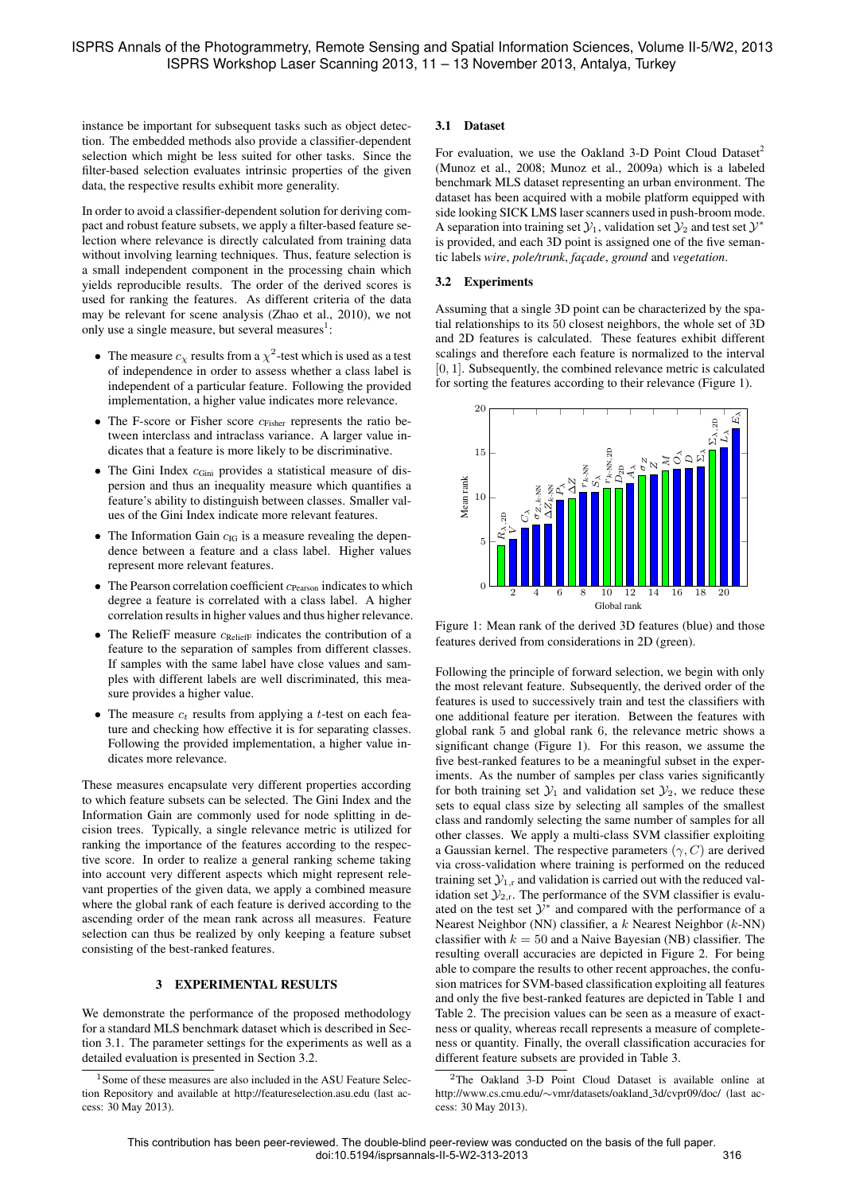instance be important for subsequent tasks such as object detection. The embedded methods also provide a classifier-dependent selection which might be less suited for other tasks. Since the filter-based selection evaluates intrinsic properties of the given data, the respective results exhibit more generality.

In order to avoid a classifier-dependent solution for deriving compact and robust feature subsets, we apply a filter-based feature selection where relevance is directly calculated from training data without involving learning techniques. Thus, feature selection is a small independent component in the processing chain which yields reproducible results. The order of the derived scores is used for ranking the features. As different criteria of the data may be relevant for scene analysis (Zhao et al., 2010), we not only use a single measure, but several measures[1]:

- The measure $c_\chi$ results from a $\chi^2$-test which is used as a test of independence in order to assess whether a class label is independent of a particular feature. Following the provided implementation, a higher value indicates more relevance.
- The F-score or Fisher score $c_{\text{Fisher}}$ represents the ratio between interclass and intraclass variance. A larger value indicates that a feature is more likely to be discriminative.
- The Gini Index $c_{\text{Gini}}$ provides a statistical measure of dispersion and thus an inequality measure which quantifies a feature's ability to distinguish between classes. Smaller values of the Gini Index indicate more relevant features.
- The Information Gain $c_{\text{IG}}$ is a measure revealing the dependence between a feature and a class label. Higher values represent more relevant features.
- The Pearson correlation coefficient $c_{\text{Pearson}}$ indicates to which degree a feature is correlated with a class label. A higher correlation results in higher values and thus higher relevance.
- The ReliefF measure $c_{\text{ReliefF}}$ indicates the contribution of a feature to the separation of samples from different classes. If samples with the same label have close values and samples with different labels are well discriminated, this measure provides a higher value.
- The measure $c_t$ results from applying a $t$-test on each feature and checking how effective it is for separating classes. Following the provided implementation, a higher value indicates more relevance.

These measures encapsulate very different properties according to which feature subsets can be selected. The Gini Index and the Information Gain are commonly used for node splitting in decision trees. Typically, a single relevance metric is utilized for ranking the importance of the features according to the respective score. In order to realize a general ranking scheme taking into account very different aspects which might represent relevant properties of the given data, we apply a combined measure where the global rank of each feature is derived according to the ascending order of the mean rank across all measures. Feature selection can thus be realized by only keeping a feature subset consisting of the best-ranked features.

## 3 EXPERIMENTAL RESULTS

We demonstrate the performance of the proposed methodology for a standard MLS benchmark dataset which is described in Section 3.1. The parameter settings for the experiments as well as a detailed evaluation is presented in Section 3.2.

### 3.1 Dataset

For evaluation, we use the Oakland 3-D Point Cloud Dataset[2] (Munoz et al., 2008; Munoz et al., 2009a) which is a labeled benchmark MLS dataset representing an urban environment. The dataset has been acquired with a mobile platform equipped with side looking SICK LMS laser scanners used in push-broom mode. A separation into training set $\mathcal{Y}_1$, validation set $\mathcal{Y}_2$ and test set $\mathcal{Y}^*$ is provided, and each 3D point is assigned one of the five semantic labels *wire*, *pole/trunk*, *façade*, *ground* and *vegetation*.

### 3.2 Experiments

Assuming that a single 3D point can be characterized by the spatial relationships to its 50 closest neighbors, the whole set of 3D and 2D features is calculated. These features exhibit different scalings and therefore each feature is normalized to the interval $[0, 1]$. Subsequently, the combined relevance metric is calculated for sorting the features according to their relevance (Figure 1).

Figure 1: Mean rank of the derived 3D features (blue) and those features derived from considerations in 2D (green).

Following the principle of forward selection, we begin with only the most relevant feature. Subsequently, the derived order of the features is used to successively train and test the classifiers with one additional feature per iteration. Between the features with global rank 5 and global rank 6, the relevance metric shows a significant change (Figure 1). For this reason, we assume the five best-ranked features to be a meaningful subset in the experiments. As the number of samples per class varies significantly for both training set $\mathcal{Y}_1$ and validation set $\mathcal{Y}_2$, we reduce these sets to equal class size by selecting all samples of the smallest class and randomly selecting the same number of samples for all other classes. We apply a multi-class SVM classifier exploiting a Gaussian kernel. The respective parameters $(\gamma, C)$ are derived via cross-validation where training is performed on the reduced training set $\mathcal{Y}_{1,r}$ and validation is carried out with the reduced validation set $\mathcal{Y}_{2,r}$. The performance of the SVM classifier is evaluated on the test set $\mathcal{Y}^*$ and compared with the performance of a Nearest Neighbor (NN) classifier, a $k$ Nearest Neighbor ($k$-NN) classifier with $k = 50$ and a Naive Bayesian (NB) classifier. The resulting overall accuracies are depicted in Figure 2. For being able to compare the results to other recent approaches, the confusion matrices for SVM-based classification exploiting all features and only the five best-ranked features are depicted in Table 1 and Table 2. The precision values can be seen as a measure of exactness or quality, whereas recall represents a measure of completeness or quantity. Finally, the overall classification accuracies for different feature subsets are provided in Table 3.

[1] Some of these measures are also included in the ASU Feature Selection Repository and available at http://featureselection.asu.edu (last access: 30 May 2013).

[2] The Oakland 3-D Point Cloud Dataset is available online at http://www.cs.cmu.edu/∼vmr/datasets/oakland_3d/cvpr09/doc/ (last access: 30 May 2013).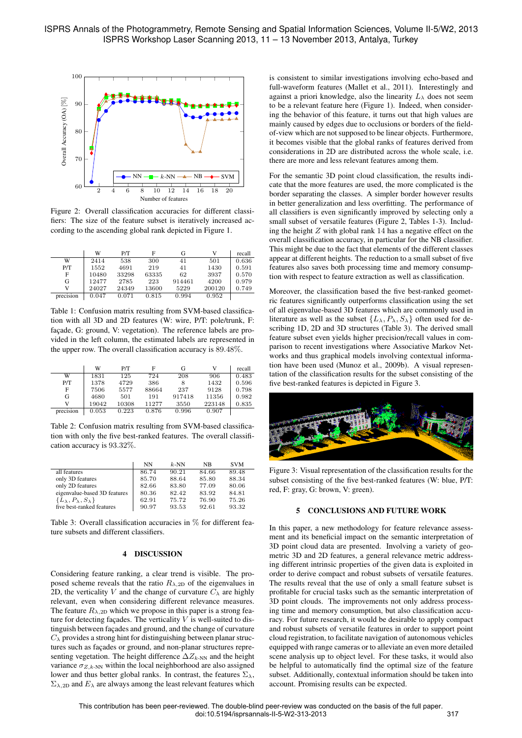Figure 2: Overall classification accuracies for different classifiers: The size of the feature subset is iteratively increased according to the ascending global rank depicted in Figure 1.

| | W | P/T | F | G | V | recall |
|---|---|---|---|---|---|---|
| W | 2414 | 538 | 300 | 41 | 501 | 0.636 |
| P/T | 1552 | 4691 | 219 | 41 | 1430 | 0.591 |
| F | 10480 | 33298 | 63335 | 62 | 3937 | 0.570 |
| G | 12477 | 2785 | 223 | 914461 | 4200 | 0.979 |
| V | 24027 | 24349 | 13600 | 5229 | 200120 | 0.749 |
| precision | 0.047 | 0.071 | 0.815 | 0.994 | 0.952 | |

Table 1: Confusion matrix resulting from SVM-based classification with all 3D and 2D features (W: wire, P/T: pole/trunk, F: façade, G: ground, V: vegetation). The reference labels are provided in the left column, the estimated labels are represented in the upper row. The overall classification accuracy is 89.48%.

| | W | P/T | F | G | V | recall |
|---|---|---|---|---|---|---|
| W | 1831 | 125 | 724 | 208 | 906 | 0.483 |
| P/T | 1378 | 4729 | 386 | 8 | 1432 | 0.596 |
| F | 7506 | 5577 | 88664 | 237 | 9128 | 0.798 |
| G | 4680 | 501 | 191 | 917418 | 11356 | 0.982 |
| V | 19042 | 10308 | 11277 | 3550 | 223148 | 0.835 |
| precision | 0.053 | 0.223 | 0.876 | 0.996 | 0.907 | |

Table 2: Confusion matrix resulting from SVM-based classification with only the five best-ranked features. The overall classification accuracy is 93.32%.

| | NN | $k$-NN | NB | SVM |
|---|---|---|---|---|
| all features | 86.74 | 90.21 | 84.66 | 89.48 |
| only 3D features | 85.70 | 88.64 | 85.80 | 88.34 |
| only 2D features | 82.66 | 83.80 | 77.09 | 80.06 |
| eigenvalue-based 3D features | 80.36 | 82.42 | 83.92 | 84.81 |
| $\{L_\lambda, P_\lambda, S_\lambda\}$ | 62.91 | 75.72 | 76.90 | 75.26 |
| five best-ranked features | 90.97 | 93.53 | 92.61 | 93.32 |

Table 3: Overall classification accuracies in % for different feature subsets and different classifiers.

## 4 DISCUSSION

Considering feature ranking, a clear trend is visible. The proposed scheme reveals that the ratio $R_{\lambda,\text{2D}}$ of the eigenvalues in 2D, the verticality $V$ and the change of curvature $C_\lambda$ are highly relevant, even when considering different relevance measures. The feature $R_{\lambda,\text{2D}}$ which we propose in this paper is a strong feature for detecting façades. The verticality $V$ is well-suited to distinguish between façades and ground, and the change of curvature $C_\lambda$ provides a strong hint for distinguishing between planar structures such as façades or ground, and non-planar structures representing vegetation. The height difference $\Delta Z_{k\text{-NN}}$ and the height variance $\sigma_{Z,k\text{-NN}}$ within the local neighborhood are also assigned lower and thus better global ranks. In contrast, the features $\Sigma_\lambda$, $\Sigma_{\lambda,\text{2D}}$ and $E_\lambda$ are always among the least relevant features which is consistent to similar investigations involving echo-based and full-waveform features (Mallet et al., 2011). Interestingly and against a priori knowledge, also the linearity $L_\lambda$ does not seem to be a relevant feature here (Figure 1). Indeed, when considering the behavior of this feature, it turns out that high values are mainly caused by edges due to occlusions or borders of the field-of-view which are not supposed to be linear objects. Furthermore, it becomes visible that the global ranks of features derived from considerations in 2D are distributed across the whole scale, i.e. there are more and less relevant features among them.

For the semantic 3D point cloud classification, the results indicate that the more features are used, the more complicated is the border separating the classes. A simpler border however results in better generalization and less overfitting. The performance of all classifiers is even significantly improved by selecting only a small subset of versatile features (Figure 2, Tables 1-3). Including the height $Z$ with global rank 14 has a negative effect on the overall classification accuracy, in particular for the NB classifier. This might be due to the fact that elements of the different classes appear at different heights. The reduction to a small subset of five features also saves both processing time and memory consumption with respect to feature extraction as well as classification.

Moreover, the classification based the five best-ranked geometric features significantly outperforms classification using the set of all eigenvalue-based 3D features which are commonly used in literature as well as the subset $\{L_\lambda, P_\lambda, S_\lambda\}$ often used for describing 1D, 2D and 3D structures (Table 3). The derived small feature subset even yields higher precision/recall values in comparison to recent investigations where Associative Markov Networks and thus graphical models involving contextual information have been used (Munoz et al., 2009b). A visual representation of the classification results for the subset consisting of the five best-ranked features is depicted in Figure 3.

Figure 3: Visual representation of the classification results for the subset consisting of the five best-ranked features (W: blue, P/T: red, F: gray, G: brown, V: green).

## 5 CONCLUSIONS AND FUTURE WORK

In this paper, a new methodology for feature relevance assessment and its beneficial impact on the semantic interpretation of 3D point cloud data are presented. Involving a variety of geometric 3D and 2D features, a general relevance metric addressing different intrinsic properties of the given data is exploited in order to derive compact and robust subsets of versatile features. The results reveal that the use of only a small feature subset is profitable for crucial tasks such as the semantic interpretation of 3D point clouds. The improvements not only address processing time and memory consumption, but also classification accuracy. For future research, it would be desirable to apply compact and robust subsets of versatile features in order to support point cloud registration, to facilitate navigation of autonomous vehicles equipped with range cameras or to alleviate an even more detailed scene analysis up to object level. For these tasks, it would also be helpful to automatically find the optimal size of the feature subset. Additionally, contextual information should be taken into account. Promising results can be expected.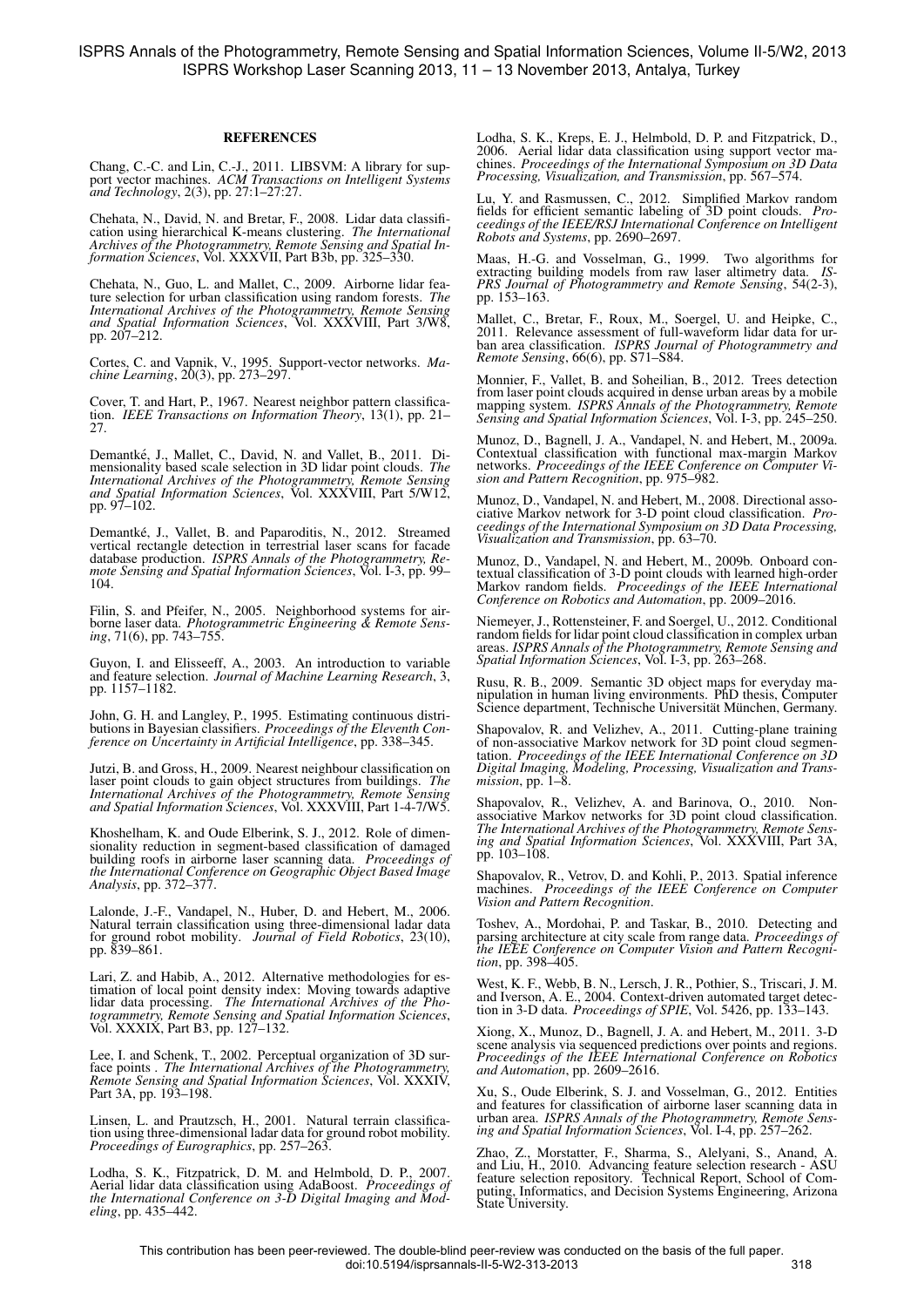## REFERENCES

Chang, C.-C. and Lin, C.-J., 2011. LIBSVM: A library for support vector machines. *ACM Transactions on Intelligent Systems and Technology*, 2(3), pp. 27:1–27:27.

Chehata, N., David, N. and Bretar, F., 2008. Lidar data classification using hierarchical K-means clustering. *The International Archives of the Photogrammetry, Remote Sensing and Spatial Information Sciences*, Vol. XXXVII, Part B3b, pp. 325–330.

Chehata, N., Guo, L. and Mallet, C., 2009. Airborne lidar feature selection for urban classification using random forests. *The International Archives of the Photogrammetry, Remote Sensing and Spatial Information Sciences*, Vol. XXXVIII, Part 3/W8, pp. 207–212.

Cortes, C. and Vapnik, V., 1995. Support-vector networks. *Machine Learning*, 20(3), pp. 273–297.

Cover, T. and Hart, P., 1967. Nearest neighbor pattern classification. *IEEE Transactions on Information Theory*, 13(1), pp. 21–27.

Demantké, J., Mallet, C., David, N. and Vallet, B., 2011. Dimensionality based scale selection in 3D lidar point clouds. *The International Archives of the Photogrammetry, Remote Sensing and Spatial Information Sciences*, Vol. XXXVIII, Part 5/W12, pp. 97–102.

Demantké, J., Vallet, B. and Paparoditis, N., 2012. Streamed vertical rectangle detection in terrestrial laser scans for facade database production. *ISPRS Annals of the Photogrammetry, Remote Sensing and Spatial Information Sciences*, Vol. I-3, pp. 99–104.

Filin, S. and Pfeifer, N., 2005. Neighborhood systems for airborne laser data. *Photogrammetric Engineering & Remote Sensing*, 71(6), pp. 743–755.

Guyon, I. and Elisseeff, A., 2003. An introduction to variable and feature selection. *Journal of Machine Learning Research*, 3, pp. 1157–1182.

John, G. H. and Langley, P., 1995. Estimating continuous distributions in Bayesian classifiers. *Proceedings of the Eleventh Conference on Uncertainty in Artificial Intelligence*, pp. 338–345.

Jutzi, B. and Gross, H., 2009. Nearest neighbour classification on laser point clouds to gain object structures from buildings. *The International Archives of the Photogrammetry, Remote Sensing and Spatial Information Sciences*, Vol. XXXVIII, Part 1-4-7/W5.

Khoshelham, K. and Oude Elberink, S. J., 2012. Role of dimensionality reduction in segment-based classification of damaged building roofs in airborne laser scanning data. *Proceedings of the International Conference on Geographic Object Based Image Analysis*, pp. 372–377.

Lalonde, J.-F., Vandapel, N., Huber, D. and Hebert, M., 2006. Natural terrain classification using three-dimensional ladar data for ground robot mobility. *Journal of Field Robotics*, 23(10), pp. 839–861.

Lari, Z. and Habib, A., 2012. Alternative methodologies for estimation of local point density index: Moving towards adaptive lidar data processing. *The International Archives of the Photogrammetry, Remote Sensing and Spatial Information Sciences*, Vol. XXXIX, Part B3, pp. 127–132.

Lee, I. and Schenk, T., 2002. Perceptual organization of 3D surface points . *The International Archives of the Photogrammetry, Remote Sensing and Spatial Information Sciences*, Vol. XXXIV, Part 3A, pp. 193–198.

Linsen, L. and Prautzsch, H., 2001. Natural terrain classification using three-dimensional ladar data for ground robot mobility. *Proceedings of Eurographics*, pp. 257–263.

Lodha, S. K., Fitzpatrick, D. M. and Helmbold, D. P., 2007. Aerial lidar data classification using AdaBoost. *Proceedings of the International Conference on 3-D Digital Imaging and Modeling*, pp. 435–442.

Lodha, S. K., Kreps, E. J., Helmbold, D. P. and Fitzpatrick, D., 2006. Aerial lidar data classification using support vector machines. *Proceedings of the International Symposium on 3D Data Processing, Visualization, and Transmission*, pp. 567–574.

Lu, Y. and Rasmussen, C., 2012. Simplified Markov random fields for efficient semantic labeling of 3D point clouds. *Proceedings of the IEEE/RSJ International Conference on Intelligent Robots and Systems*, pp. 2690–2697.

Maas, H.-G. and Vosselman, G., 1999. Two algorithms for extracting building models from raw laser altimetry data. *ISPRS Journal of Photogrammetry and Remote Sensing*, 54(2-3), pp. 153–163.

Mallet, C., Bretar, F., Roux, M., Soergel, U. and Heipke, C., 2011. Relevance assessment of full-waveform lidar data for urban area classification. *ISPRS Journal of Photogrammetry and Remote Sensing*, 66(6), pp. S71–S84.

Monnier, F., Vallet, B. and Soheilian, B., 2012. Trees detection from laser point clouds acquired in dense urban areas by a mobile mapping system. *ISPRS Annals of the Photogrammetry, Remote Sensing and Spatial Information Sciences*, Vol. I-3, pp. 245–250.

Munoz, D., Bagnell, J. A., Vandapel, N. and Hebert, M., 2009a. Contextual classification with functional max-margin Markov networks. *Proceedings of the IEEE Conference on Computer Vision and Pattern Recognition*, pp. 975–982.

Munoz, D., Vandapel, N. and Hebert, M., 2008. Directional associative Markov network for 3-D point cloud classification. *Proceedings of the International Symposium on 3D Data Processing, Visualization and Transmission*, pp. 63–70.

Munoz, D., Vandapel, N. and Hebert, M., 2009b. Onboard contextual classification of 3-D point clouds with learned high-order Markov random fields. *Proceedings of the IEEE International Conference on Robotics and Automation*, pp. 2009–2016.

Niemeyer, J., Rottensteiner, F. and Soergel, U., 2012. Conditional random fields for lidar point cloud classification in complex urban areas. *ISPRS Annals of the Photogrammetry, Remote Sensing and Spatial Information Sciences*, Vol. I-3, pp. 263–268.

Rusu, R. B., 2009. Semantic 3D object maps for everyday manipulation in human living environments. PhD thesis, Computer Science department, Technische Universität München, Germany.

Shapovalov, R. and Velizhev, A., 2011. Cutting-plane training of non-associative Markov network for 3D point cloud segmentation. *Proceedings of the IEEE International Conference on 3D Digital Imaging, Modeling, Processing, Visualization and Transmission*, pp. 1–8.

Shapovalov, R., Velizhev, A. and Barinova, O., 2010. Non-associative Markov networks for 3D point cloud classification. *The International Archives of the Photogrammetry, Remote Sensing and Spatial Information Sciences*, Vol. XXXVIII, Part 3A, pp. 103–108.

Shapovalov, R., Vetrov, D. and Kohli, P., 2013. Spatial inference machines. *Proceedings of the IEEE Conference on Computer Vision and Pattern Recognition*.

Toshev, A., Mordohai, P. and Taskar, B., 2010. Detecting and parsing architecture at city scale from range data. *Proceedings of the IEEE Conference on Computer Vision and Pattern Recognition*, pp. 398–405.

West, K. F., Webb, B. N., Lersch, J. R., Pothier, S., Triscari, J. M. and Iverson, A. E., 2004. Context-driven automated target detection in 3-D data. *Proceedings of SPIE*, Vol. 5426, pp. 133–143.

Xiong, X., Munoz, D., Bagnell, J. A. and Hebert, M., 2011. 3-D scene analysis via sequenced predictions over points and regions. *Proceedings of the IEEE International Conference on Robotics and Automation*, pp. 2609–2616.

Xu, S., Oude Elberink, S. J. and Vosselman, G., 2012. Entities and features for classification of airborne laser scanning data in urban area. *ISPRS Annals of the Photogrammetry, Remote Sensing and Spatial Information Sciences*, Vol. I-4, pp. 257–262.

Zhao, Z., Morstatter, F., Sharma, S., Alelyani, S., Anand, A. and Liu, H., 2010. Advancing feature selection research - ASU feature selection repository. Technical Report, School of Computing, Informatics, and Decision Systems Engineering, Arizona State University.